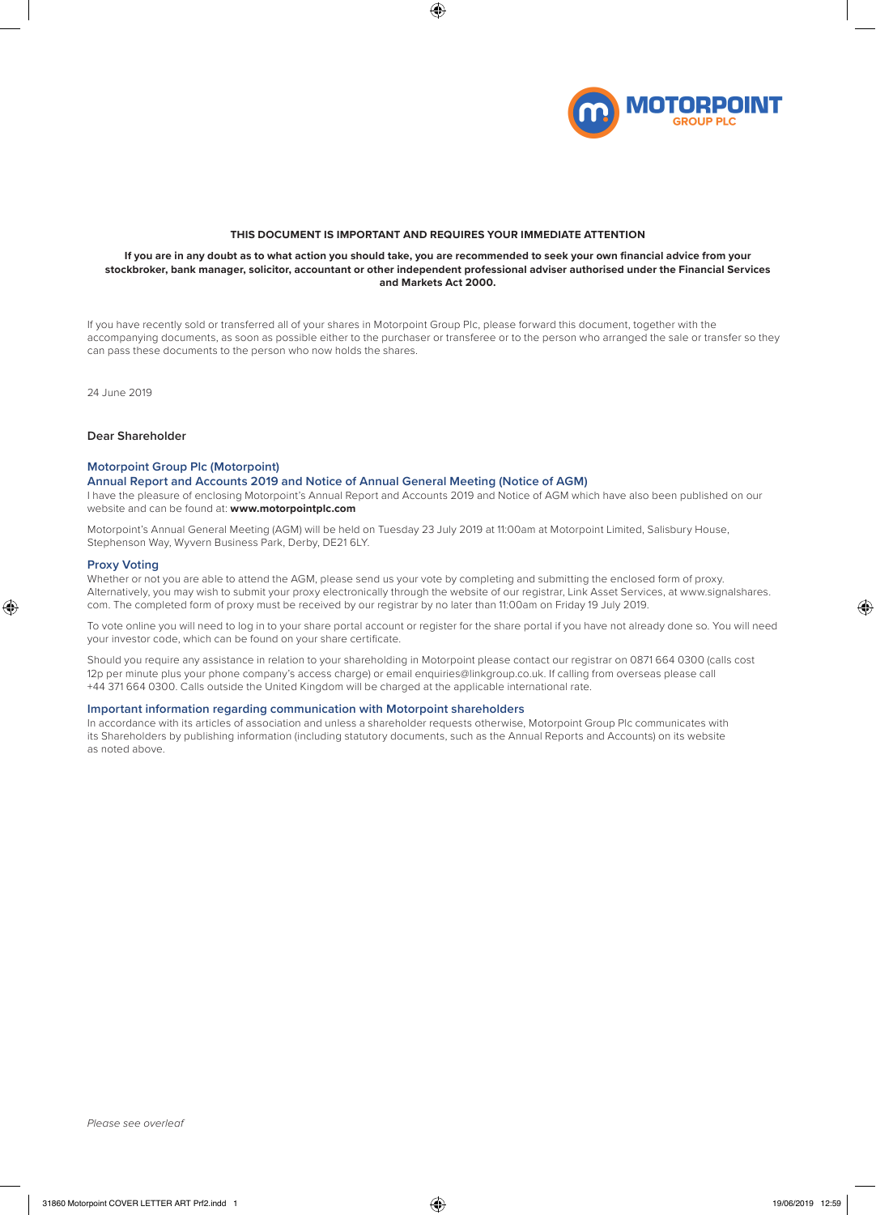**THIS DOCUMENT IS IMPORTANT AND REQUIRES YOUR IMMEDIATE ATTENTION**

**If you are in any doubt as to what action you should take, you are recommended to seek your own financial advice from your stockbroker, bank manager, solicitor, accountant or other independent professional adviser authorised under the Financial Services and Markets Act 2000.**

If you have recently sold or transferred all of your shares in Motorpoint Group Plc, please forward this document, together with the accompanying documents, as soon as possible either to the purchaser or transferee or to the person who arranged the sale or transfer so they can pass these documents to the person who now holds the shares.

24 June 2019

Dear Shareholder

## Motorpoint Group Plc (Motorpoint)
## Annual Report and Accounts 2019 and Notice of Annual General Meeting (Notice of AGM)

I have the pleasure of enclosing Motorpoint's Annual Report and Accounts 2019 and Notice of AGM which have also been published on our website and can be found at: **www.motorpointplc.com**

Motorpoint's Annual General Meeting (AGM) will be held on Tuesday 23 July 2019 at 11:00am at Motorpoint Limited, Salisbury House, Stephenson Way, Wyvern Business Park, Derby, DE21 6LY.

## Proxy Voting

Whether or not you are able to attend the AGM, please send us your vote by completing and submitting the enclosed form of proxy. Alternatively, you may wish to submit your proxy electronically through the website of our registrar, Link Asset Services, at www.signalshares.com. The completed form of proxy must be received by our registrar by no later than 11:00am on Friday 19 July 2019.

To vote online you will need to log in to your share portal account or register for the share portal if you have not already done so. You will need your investor code, which can be found on your share certificate.

Should you require any assistance in relation to your shareholding in Motorpoint please contact our registrar on 0871 664 0300 (calls cost 12p per minute plus your phone company's access charge) or email enquiries@linkgroup.co.uk. If calling from overseas please call +44 371 664 0300. Calls outside the United Kingdom will be charged at the applicable international rate.

## Important information regarding communication with Motorpoint shareholders

In accordance with its articles of association and unless a shareholder requests otherwise, Motorpoint Group Plc communicates with its Shareholders by publishing information (including statutory documents, such as the Annual Reports and Accounts) on its website as noted above.

*Please see overleaf*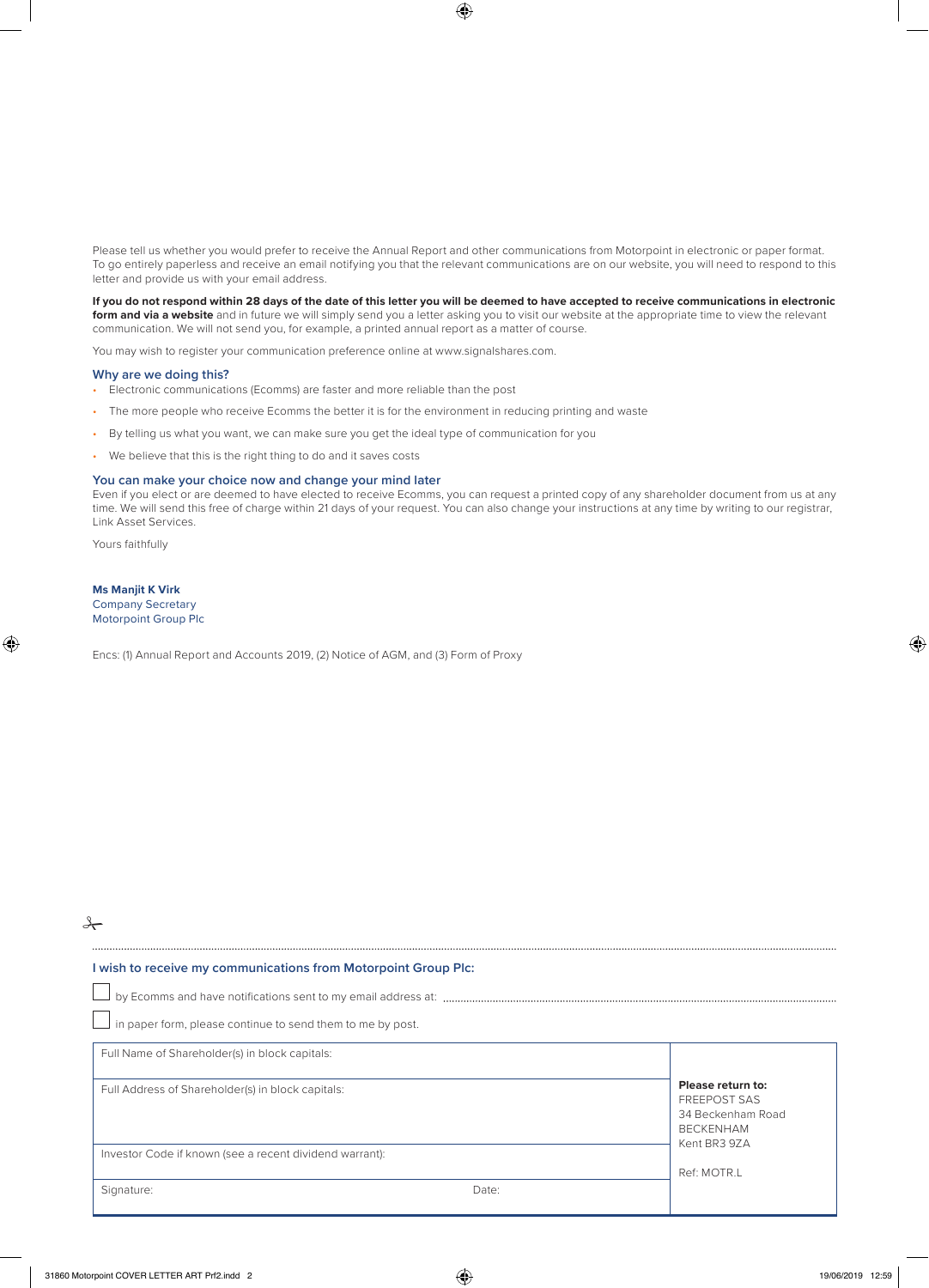Please tell us whether you would prefer to receive the Annual Report and other communications from Motorpoint in electronic or paper format. To go entirely paperless and receive an email notifying you that the relevant communications are on our website, you will need to respond to this letter and provide us with your email address.

**If you do not respond within 28 days of the date of this letter you will be deemed to have accepted to receive communications in electronic form and via a website** and in future we will simply send you a letter asking you to visit our website at the appropriate time to view the relevant communication. We will not send you, for example, a printed annual report as a matter of course.

You may wish to register your communication preference online at www.signalshares.com.

## Why are we doing this?

- Electronic communications (Ecomms) are faster and more reliable than the post
- The more people who receive Ecomms the better it is for the environment in reducing printing and waste
- By telling us what you want, we can make sure you get the ideal type of communication for you
- We believe that this is the right thing to do and it saves costs

## You can make your choice now and change your mind later

Even if you elect or are deemed to have elected to receive Ecomms, you can request a printed copy of any shareholder document from us at any time. We will send this free of charge within 21 days of your request. You can also change your instructions at any time by writing to our registrar, Link Asset Services.

Yours faithfully

**Ms Manjit K Virk**
Company Secretary
Motorpoint Group Plc

Encs: (1) Annual Report and Accounts 2019, (2) Notice of AGM, and (3) Form of Proxy

---

## I wish to receive my communications from Motorpoint Group Plc:

☐ by Ecomms and have notifications sent to my email address at: ..............................

☐ in paper form, please continue to send them to me by post.

| | | |
|---|---|---|
| Full Name of Shareholder(s) in block capitals: | | **Please return to:**<br>FREEPOST SAS<br>34 Beckenham Road<br>BECKENHAM<br>Kent BR3 9ZA<br><br>Ref: MOTR.L |
| Full Address of Shareholder(s) in block capitals: | | |
| Investor Code if known (see a recent dividend warrant): | | |
| Signature: | Date: | |